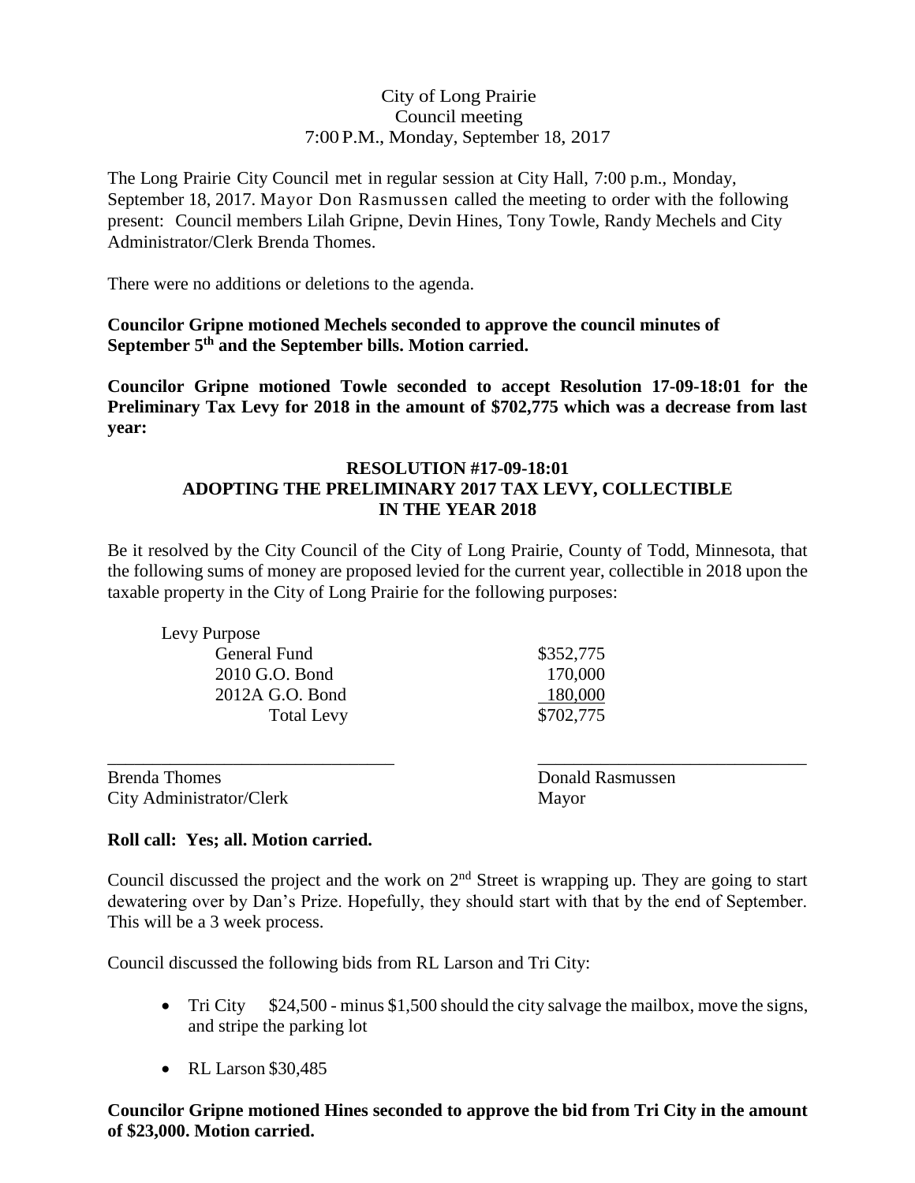City of Long Prairie
Council meeting
7:00 P.M., Monday, September 18, 2017

The Long Prairie City Council met in regular session at City Hall, 7:00 p.m., Monday, September 18, 2017. Mayor Don Rasmussen called the meeting to order with the following present: Council members Lilah Gripne, Devin Hines, Tony Towle, Randy Mechels and City Administrator/Clerk Brenda Thomes.

There were no additions or deletions to the agenda.

**Councilor Gripne motioned Mechels seconded to approve the council minutes of September 5th and the September bills. Motion carried.**

**Councilor Gripne motioned Towle seconded to accept Resolution 17-09-18:01 for the Preliminary Tax Levy for 2018 in the amount of $702,775 which was a decrease from last year:**

**RESOLUTION #17-09-18:01**
**ADOPTING THE PRELIMINARY 2017 TAX LEVY, COLLECTIBLE IN THE YEAR 2018**

Be it resolved by the City Council of the City of Long Prairie, County of Todd, Minnesota, that the following sums of money are proposed levied for the current year, collectible in 2018 upon the taxable property in the City of Long Prairie for the following purposes:

| Levy Purpose | |
|---|---|
| General Fund | $352,775 |
| 2010 G.O. Bond | 170,000 |
| 2012A G.O. Bond | 180,000 |
| Total Levy | $702,775 |

\_\_\_\_\_\_\_\_\_\_\_\_\_\_\_\_\_\_\_\_\_\_\_\_\_\_\_\_\_\_\_\_
Brenda Thomes
City Administrator/Clerk

\_\_\_\_\_\_\_\_\_\_\_\_\_\_\_\_\_\_\_\_\_\_\_\_\_\_\_\_\_\_\_\_
Donald Rasmussen
Mayor

**Roll call: Yes; all. Motion carried.**

Council discussed the project and the work on 2nd Street is wrapping up. They are going to start dewatering over by Dan's Prize. Hopefully, they should start with that by the end of September. This will be a 3 week process.

Council discussed the following bids from RL Larson and Tri City:

- Tri City $24,500 - minus $1,500 should the city salvage the mailbox, move the signs, and stripe the parking lot
- RL Larson $30,485

**Councilor Gripne motioned Hines seconded to approve the bid from Tri City in the amount of $23,000. Motion carried.**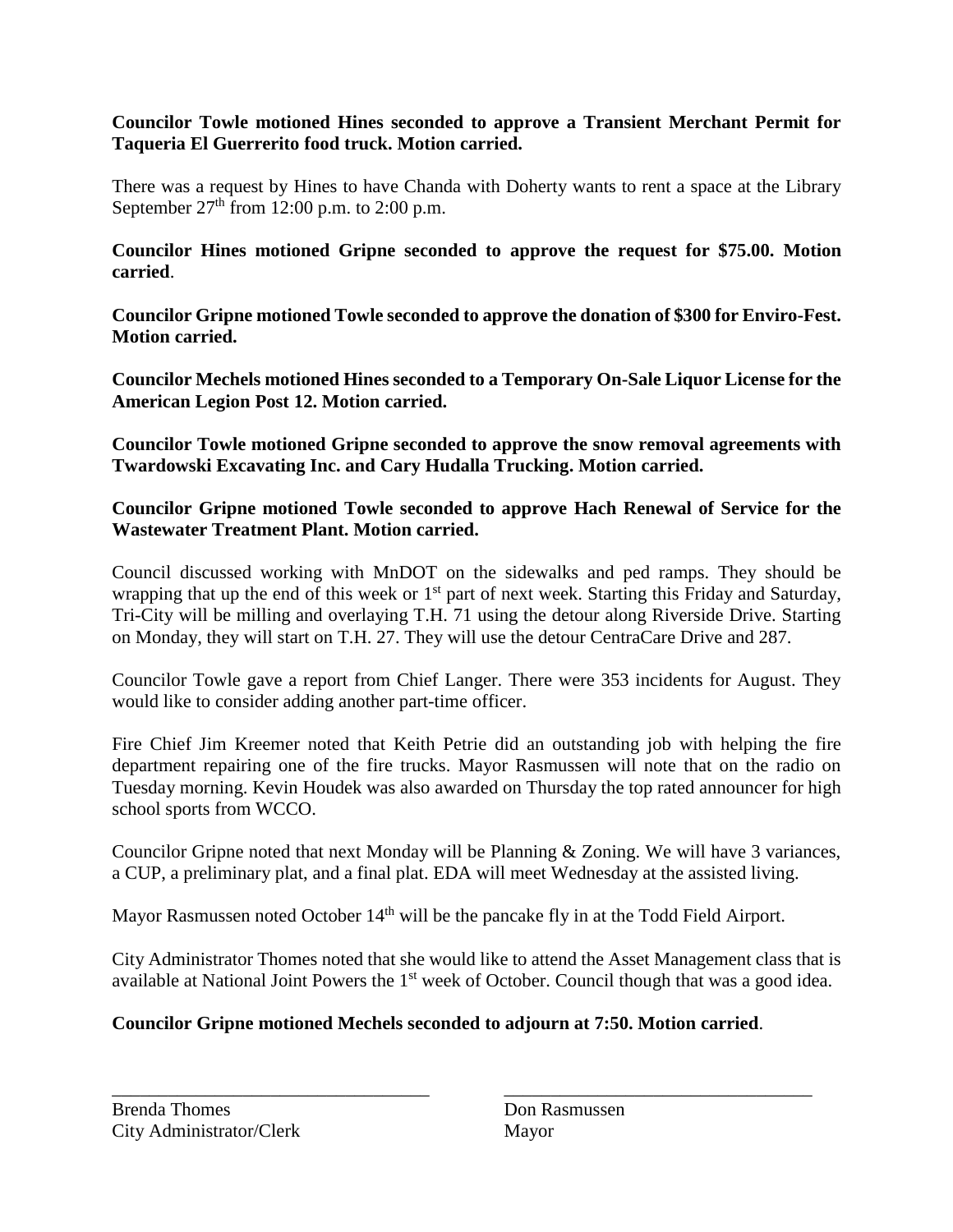**Councilor Towle motioned Hines seconded to approve a Transient Merchant Permit for Taqueria El Guerrerito food truck. Motion carried.**

There was a request by Hines to have Chanda with Doherty wants to rent a space at the Library September 27th from 12:00 p.m. to 2:00 p.m.

**Councilor Hines motioned Gripne seconded to approve the request for $75.00. Motion carried**.

**Councilor Gripne motioned Towle seconded to approve the donation of $300 for Enviro-Fest. Motion carried.**

**Councilor Mechels motioned Hines seconded to a Temporary On-Sale Liquor License for the American Legion Post 12. Motion carried.**

**Councilor Towle motioned Gripne seconded to approve the snow removal agreements with Twardowski Excavating Inc. and Cary Hudalla Trucking. Motion carried.**

**Councilor Gripne motioned Towle seconded to approve Hach Renewal of Service for the Wastewater Treatment Plant. Motion carried.**

Council discussed working with MnDOT on the sidewalks and ped ramps. They should be wrapping that up the end of this week or 1st part of next week. Starting this Friday and Saturday, Tri-City will be milling and overlaying T.H. 71 using the detour along Riverside Drive. Starting on Monday, they will start on T.H. 27. They will use the detour CentraCare Drive and 287.

Councilor Towle gave a report from Chief Langer. There were 353 incidents for August. They would like to consider adding another part-time officer.

Fire Chief Jim Kreemer noted that Keith Petrie did an outstanding job with helping the fire department repairing one of the fire trucks. Mayor Rasmussen will note that on the radio on Tuesday morning. Kevin Houdek was also awarded on Thursday the top rated announcer for high school sports from WCCO.

Councilor Gripne noted that next Monday will be Planning & Zoning. We will have 3 variances, a CUP, a preliminary plat, and a final plat. EDA will meet Wednesday at the assisted living.

Mayor Rasmussen noted October 14th will be the pancake fly in at the Todd Field Airport.

City Administrator Thomes noted that she would like to attend the Asset Management class that is available at National Joint Powers the 1st week of October. Council though that was a good idea.

**Councilor Gripne motioned Mechels seconded to adjourn at 7:50. Motion carried**.

\_\_\_\_\_\_\_\_\_\_\_\_\_\_\_\_\_\_\_\_\_\_\_\_\_\_\_\_\_\_\_\_\_\_\_\_ \_\_\_\_\_\_\_\_\_\_\_\_\_\_\_\_\_\_\_\_\_\_\_\_\_\_\_\_\_\_\_\_\_\_\_\_

Brenda Thomes
City Administrator/Clerk

Don Rasmussen
Mayor